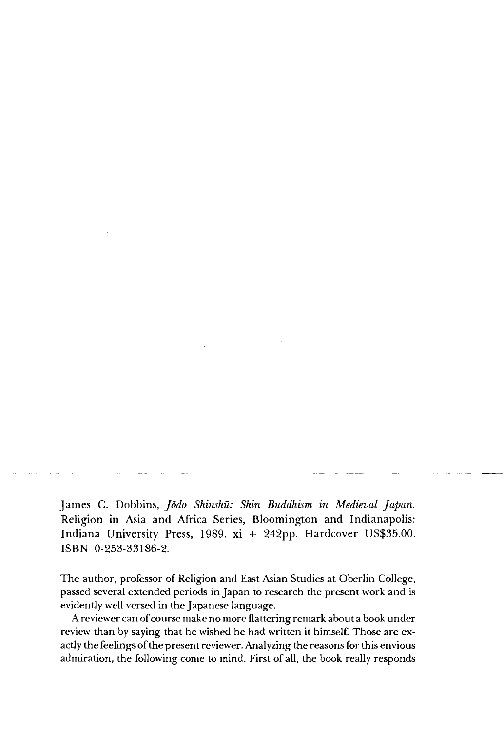James C. Dobbins, *Jōdo Shinshū: Shin Buddhism in Medieval Japan*. Religion in Asia and Africa Series, Bloomington and Indianapolis: Indiana University Press, 1989. xi + 242pp. Hardcover US$35.00. ISBN 0-253-33186-2.

The author, professor of Religion and East Asian Studies at Oberlin College, passed several extended periods in Japan to research the present work and is evidently well versed in the Japanese language.

A reviewer can of course make no more flattering remark about a book under review than by saying that he wished he had written it himself. Those are exactly the feelings of the present reviewer. Analyzing the reasons for this envious admiration, the following come to mind. First of all, the book really responds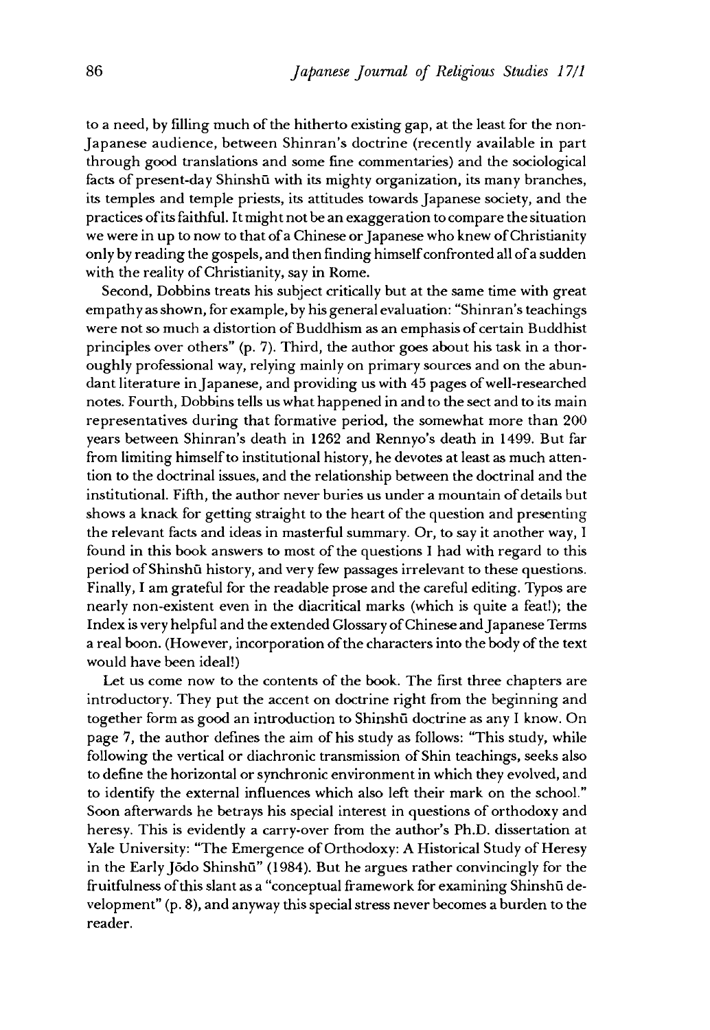to a need, by filling much of the hitherto existing gap, at the least for the non-Japanese audience, between Shinran's doctrine (recently available in part through good translations and some fine commentaries) and the sociological facts of present-day Shinshū with its mighty organization, its many branches, its temples and temple priests, its attitudes towards Japanese society, and the practices of its faithful. It might not be an exaggeration to compare the situation we were in up to now to that of a Chinese or Japanese who knew of Christianity only by reading the gospels, and then finding himself confronted all of a sudden with the reality of Christianity, say in Rome.

Second, Dobbins treats his subject critically but at the same time with great empathy as shown, for example, by his general evaluation: "Shinran's teachings were not so much a distortion of Buddhism as an emphasis of certain Buddhist principles over others" (p. 7). Third, the author goes about his task in a thoroughly professional way, relying mainly on primary sources and on the abundant literature in Japanese, and providing us with 45 pages of well-researched notes. Fourth, Dobbins tells us what happened in and to the sect and to its main representatives during that formative period, the somewhat more than 200 years between Shinran's death in 1262 and Rennyo's death in 1499. But far from limiting himself to institutional history, he devotes at least as much attention to the doctrinal issues, and the relationship between the doctrinal and the institutional. Fifth, the author never buries us under a mountain of details but shows a knack for getting straight to the heart of the question and presenting the relevant facts and ideas in masterful summary. Or, to say it another way, I found in this book answers to most of the questions I had with regard to this period of Shinshū history, and very few passages irrelevant to these questions. Finally, I am grateful for the readable prose and the careful editing. Typos are nearly non-existent even in the diacritical marks (which is quite a feat!); the Index is very helpful and the extended Glossary of Chinese and Japanese Terms a real boon. (However, incorporation of the characters into the body of the text would have been ideal!)

Let us come now to the contents of the book. The first three chapters are introductory. They put the accent on doctrine right from the beginning and together form as good an introduction to Shinshū doctrine as any I know. On page 7, the author defines the aim of his study as follows: "This study, while following the vertical or diachronic transmission of Shin teachings, seeks also to define the horizontal or synchronic environment in which they evolved, and to identify the external influences which also left their mark on the school." Soon afterwards he betrays his special interest in questions of orthodoxy and heresy. This is evidently a carry-over from the author's Ph.D. dissertation at Yale University: "The Emergence of Orthodoxy: A Historical Study of Heresy in the Early Jōdo Shinshū" (1984). But he argues rather convincingly for the fruitfulness of this slant as a "conceptual framework for examining Shinshū development" (p. 8), and anyway this special stress never becomes a burden to the reader.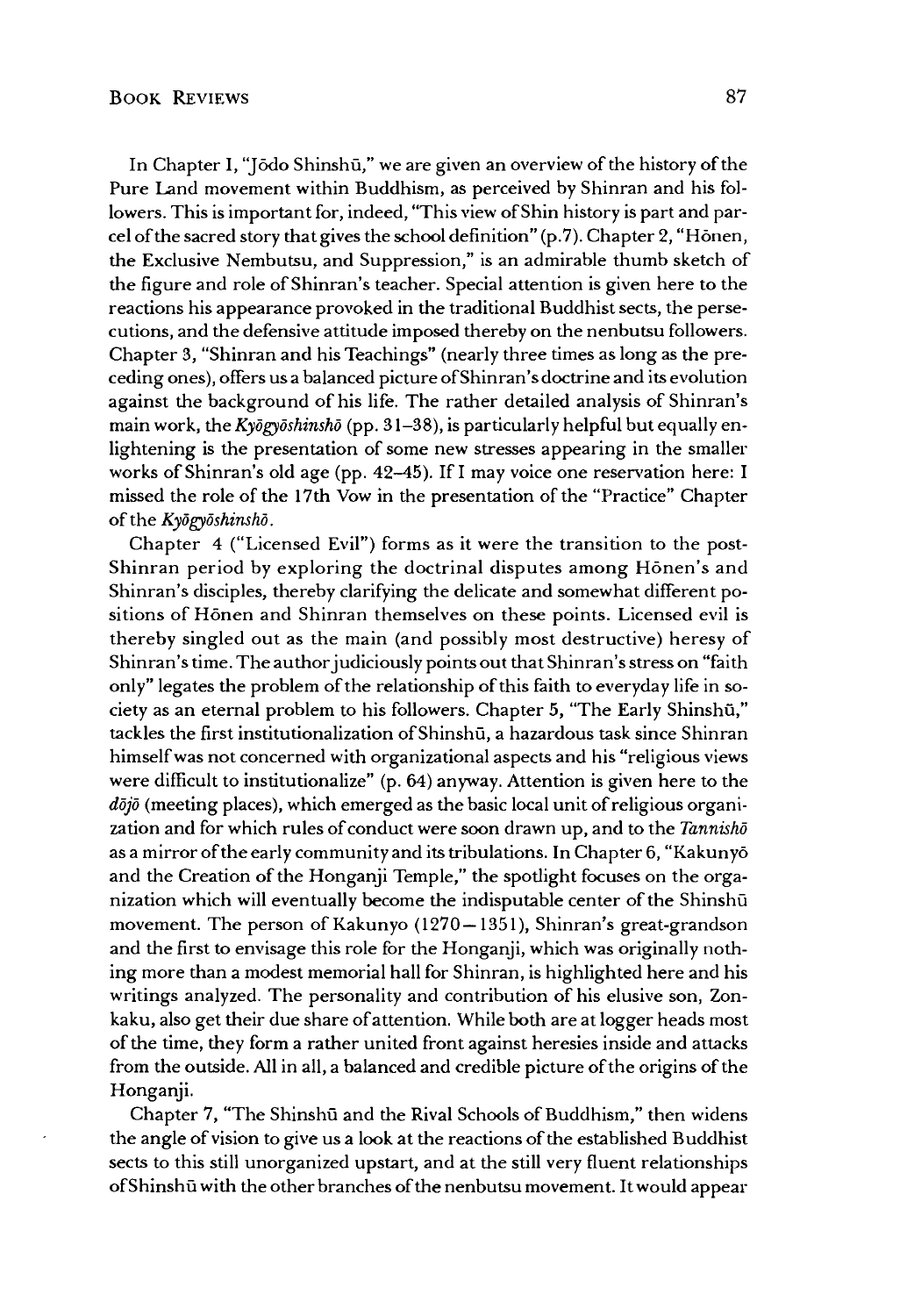In Chapter I, "Jōdo Shinshū," we are given an overview of the history of the Pure Land movement within Buddhism, as perceived by Shinran and his followers. This is important for, indeed, "This view of Shin history is part and parcel of the sacred story that gives the school definition" (p.7). Chapter 2, "Hōnen, the Exclusive Nembutsu, and Suppression," is an admirable thumb sketch of the figure and role of Shinran's teacher. Special attention is given here to the reactions his appearance provoked in the traditional Buddhist sects, the persecutions, and the defensive attitude imposed thereby on the nenbutsu followers. Chapter 3, "Shinran and his Teachings" (nearly three times as long as the preceding ones), offers us a balanced picture of Shinran's doctrine and its evolution against the background of his life. The rather detailed analysis of Shinran's main work, the *Kyōgyōshinshō* (pp. 31–38), is particularly helpful but equally enlightening is the presentation of some new stresses appearing in the smaller works of Shinran's old age (pp. 42–45). If I may voice one reservation here: I missed the role of the 17th Vow in the presentation of the "Practice" Chapter of the *Kyōgyōshinshō*.

Chapter 4 ("Licensed Evil") forms as it were the transition to the post-Shinran period by exploring the doctrinal disputes among Hōnen's and Shinran's disciples, thereby clarifying the delicate and somewhat different positions of Hōnen and Shinran themselves on these points. Licensed evil is thereby singled out as the main (and possibly most destructive) heresy of Shinran's time. The author judiciously points out that Shinran's stress on "faith only" legates the problem of the relationship of this faith to everyday life in society as an eternal problem to his followers. Chapter 5, "The Early Shinshū," tackles the first institutionalization of Shinshū, a hazardous task since Shinran himself was not concerned with organizational aspects and his "religious views were difficult to institutionalize" (p. 64) anyway. Attention is given here to the *dōjō* (meeting places), which emerged as the basic local unit of religious organization and for which rules of conduct were soon drawn up, and to the *Tannishō* as a mirror of the early community and its tribulations. In Chapter 6, "Kakunyō and the Creation of the Honganji Temple," the spotlight focuses on the organization which will eventually become the indisputable center of the Shinshū movement. The person of Kakunyo (1270–1351), Shinran's great-grandson and the first to envisage this role for the Honganji, which was originally nothing more than a modest memorial hall for Shinran, is highlighted here and his writings analyzed. The personality and contribution of his elusive son, Zonkaku, also get their due share of attention. While both are at logger heads most of the time, they form a rather united front against heresies inside and attacks from the outside. All in all, a balanced and credible picture of the origins of the Honganji.

Chapter 7, "The Shinshū and the Rival Schools of Buddhism," then widens the angle of vision to give us a look at the reactions of the established Buddhist sects to this still unorganized upstart, and at the still very fluent relationships of Shinshū with the other branches of the nenbutsu movement. It would appear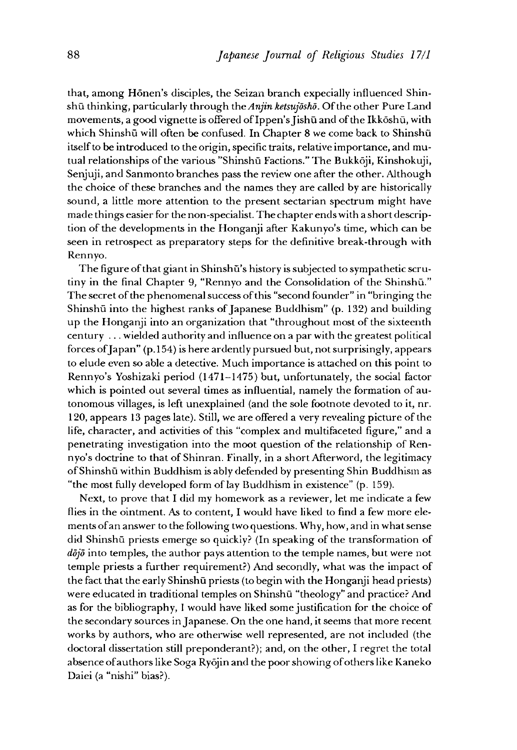that, among Hōnen's disciples, the Seizan branch expecially influenced Shinshū thinking, particularly through the *Anjin ketsujōshō*. Of the other Pure Land movements, a good vignette is offered of Ippen's Jishū and of the Ikkōshū, with which Shinshū will often be confused. In Chapter 8 we come back to Shinshū itself to be introduced to the origin, specific traits, relative importance, and mutual relationships of the various "Shinshū Factions." The Bukkōji, Kinshokuji, Senjuji, and Sanmonto branches pass the review one after the other. Although the choice of these branches and the names they are called by are historically sound, a little more attention to the present sectarian spectrum might have made things easier for the non-specialist. The chapter ends with a short description of the developments in the Honganji after Kakunyo's time, which can be seen in retrospect as preparatory steps for the definitive break-through with Rennyo.

The figure of that giant in Shinshū's history is subjected to sympathetic scrutiny in the final Chapter 9, "Rennyo and the Consolidation of the Shinshū." The secret of the phenomenal success of this "second founder" in "bringing the Shinshū into the highest ranks of Japanese Buddhism" (p. 132) and building up the Honganji into an organization that "throughout most of the sixteenth century . . . wielded authority and influence on a par with the greatest political forces of Japan" (p.154) is here ardently pursued but, not surprisingly, appears to elude even so able a detective. Much importance is attached on this point to Rennyo's Yoshizaki period (1471–1475) but, unfortunately, the social factor which is pointed out several times as influential, namely the formation of autonomous villages, is left unexplained (and the sole footnote devoted to it, nr. 120, appears 13 pages late). Still, we are offered a very revealing picture of the life, character, and activities of this "complex and multifaceted figure," and a penetrating investigation into the moot question of the relationship of Rennyo's doctrine to that of Shinran. Finally, in a short Afterword, the legitimacy of Shinshū within Buddhism is ably defended by presenting Shin Buddhism as "the most fully developed form of lay Buddhism in existence" (p. 159).

Next, to prove that I did my homework as a reviewer, let me indicate a few flies in the ointment. As to content, I would have liked to find a few more elements of an answer to the following two questions. Why, how, and in what sense did Shinshū priests emerge so quickly? (In speaking of the transformation of *dōjō* into temples, the author pays attention to the temple names, but were not temple priests a further requirement?) And secondly, what was the impact of the fact that the early Shinshū priests (to begin with the Honganji head priests) were educated in traditional temples on Shinshū "theology" and practice? And as for the bibliography, I would have liked some justification for the choice of the secondary sources in Japanese. On the one hand, it seems that more recent works by authors, who are otherwise well represented, are not included (the doctoral dissertation still preponderant?); and, on the other, I regret the total absence of authors like Soga Ryōjin and the poor showing of others like Kaneko Daiei (a "nishi" bias?).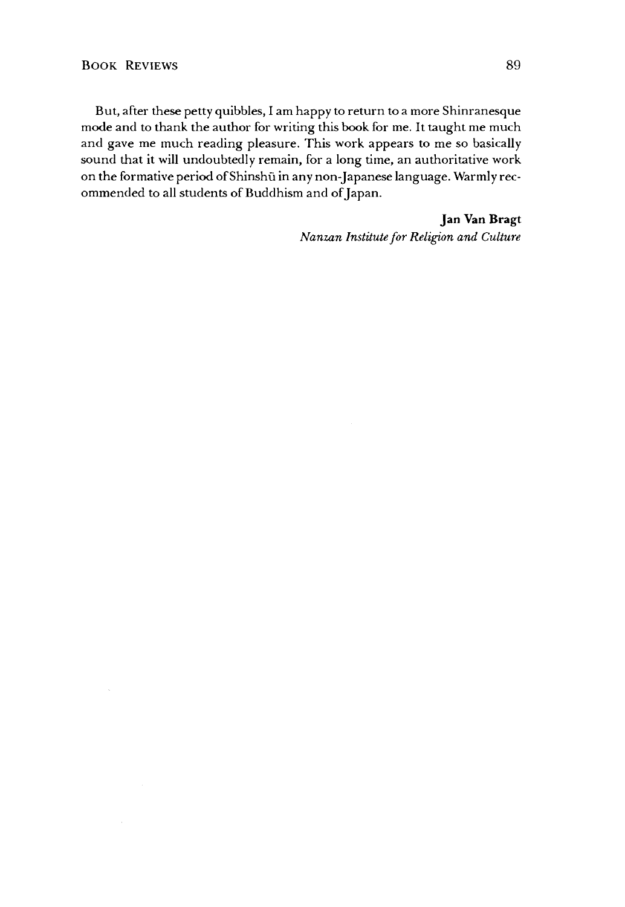But, after these petty quibbles, I am happy to return to a more Shinranesque mode and to thank the author for writing this book for me. It taught me much and gave me much reading pleasure. This work appears to me so basically sound that it will undoubtedly remain, for a long time, an authoritative work on the formative period of Shinshū in any non-Japanese language. Warmly recommended to all students of Buddhism and of Japan.

**Jan Van Bragt**
*Nanzan Institute for Religion and Culture*